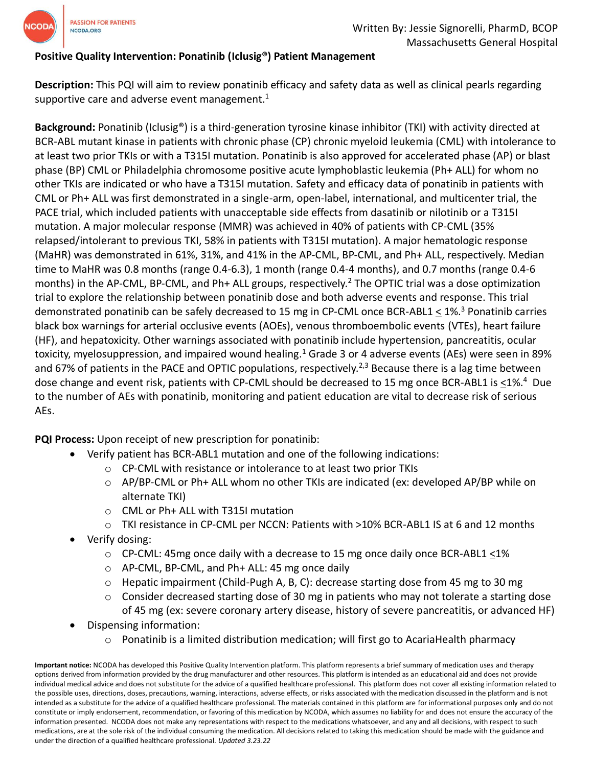Written By: Jessie Signorelli, PharmD, BCOP
Massachusetts General Hospital

**Positive Quality Intervention: Ponatinib (Iclusig®) Patient Management**

**Description:** This PQI will aim to review ponatinib efficacy and safety data as well as clinical pearls regarding supportive care and adverse event management.[1]

**Background:** Ponatinib (Iclusig®) is a third-generation tyrosine kinase inhibitor (TKI) with activity directed at BCR-ABL mutant kinase in patients with chronic phase (CP) chronic myeloid leukemia (CML) with intolerance to at least two prior TKIs or with a T315I mutation. Ponatinib is also approved for accelerated phase (AP) or blast phase (BP) CML or Philadelphia chromosome positive acute lymphoblastic leukemia (Ph+ ALL) for whom no other TKIs are indicated or who have a T315I mutation. Safety and efficacy data of ponatinib in patients with CML or Ph+ ALL was first demonstrated in a single-arm, open-label, international, and multicenter trial, the PACE trial, which included patients with unacceptable side effects from dasatinib or nilotinib or a T315I mutation. A major molecular response (MMR) was achieved in 40% of patients with CP-CML (35% relapsed/intolerant to previous TKI, 58% in patients with T315I mutation). A major hematologic response (MaHR) was demonstrated in 61%, 31%, and 41% in the AP-CML, BP-CML, and Ph+ ALL, respectively. Median time to MaHR was 0.8 months (range 0.4-6.3), 1 month (range 0.4-4 months), and 0.7 months (range 0.4-6 months) in the AP-CML, BP-CML, and Ph+ ALL groups, respectively.[2] The OPTIC trial was a dose optimization trial to explore the relationship between ponatinib dose and both adverse events and response. This trial demonstrated ponatinib can be safely decreased to 15 mg in CP-CML once BCR-ABL1 ≤ 1%.[3] Ponatinib carries black box warnings for arterial occlusive events (AOEs), venous thromboembolic events (VTEs), heart failure (HF), and hepatoxicity. Other warnings associated with ponatinib include hypertension, pancreatitis, ocular toxicity, myelosuppression, and impaired wound healing.[1] Grade 3 or 4 adverse events (AEs) were seen in 89% and 67% of patients in the PACE and OPTIC populations, respectively.[2,3] Because there is a lag time between dose change and event risk, patients with CP-CML should be decreased to 15 mg once BCR-ABL1 is ≤1%.[4] Due to the number of AEs with ponatinib, monitoring and patient education are vital to decrease risk of serious AEs.

**PQI Process:** Upon receipt of new prescription for ponatinib:

- Verify patient has BCR-ABL1 mutation and one of the following indications:
  - CP-CML with resistance or intolerance to at least two prior TKIs
  - AP/BP-CML or Ph+ ALL whom no other TKIs are indicated (ex: developed AP/BP while on alternate TKI)
  - CML or Ph+ ALL with T315I mutation
  - TKI resistance in CP-CML per NCCN: Patients with >10% BCR-ABL1 IS at 6 and 12 months
- Verify dosing:
  - CP-CML: 45mg once daily with a decrease to 15 mg once daily once BCR-ABL1 ≤1%
  - AP-CML, BP-CML, and Ph+ ALL: 45 mg once daily
  - Hepatic impairment (Child-Pugh A, B, C): decrease starting dose from 45 mg to 30 mg
  - Consider decreased starting dose of 30 mg in patients who may not tolerate a starting dose of 45 mg (ex: severe coronary artery disease, history of severe pancreatitis, or advanced HF)
- Dispensing information:
  - Ponatinib is a limited distribution medication; will first go to AcariaHealth pharmacy

**Important notice:** NCODA has developed this Positive Quality Intervention platform. This platform represents a brief summary of medication uses and therapy options derived from information provided by the drug manufacturer and other resources. This platform is intended as an educational aid and does not provide individual medical advice and does not substitute for the advice of a qualified healthcare professional. This platform does not cover all existing information related to the possible uses, directions, doses, precautions, warning, interactions, adverse effects, or risks associated with the medication discussed in the platform and is not intended as a substitute for the advice of a qualified healthcare professional. The materials contained in this platform are for informational purposes only and do not constitute or imply endorsement, recommendation, or favoring of this medication by NCODA, which assumes no liability for and does not ensure the accuracy of the information presented. NCODA does not make any representations with respect to the medications whatsoever, and any and all decisions, with respect to such medications, are at the sole risk of the individual consuming the medication. All decisions related to taking this medication should be made with the guidance and under the direction of a qualified healthcare professional. *Updated 3.23.22*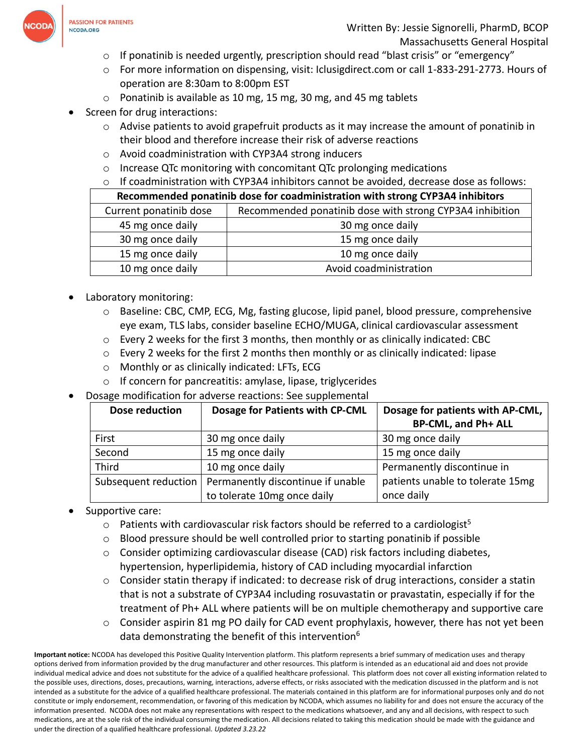- If ponatinib is needed urgently, prescription should read "blast crisis" or "emergency"
    - For more information on dispensing, visit: Iclusigdirect.com or call 1-833-291-2773. Hours of operation are 8:30am to 8:00pm EST
    - Ponatinib is available as 10 mg, 15 mg, 30 mg, and 45 mg tablets
- Screen for drug interactions:
    - Advise patients to avoid grapefruit products as it may increase the amount of ponatinib in their blood and therefore increase their risk of adverse reactions
    - Avoid coadministration with CYP3A4 strong inducers
    - Increase QTc monitoring with concomitant QTc prolonging medications
    - If coadministration with CYP3A4 inhibitors cannot be avoided, decrease dose as follows:

| **Recommended ponatinib dose for coadministration with strong CYP3A4 inhibitors** | |
|---|---|
| Current ponatinib dose | Recommended ponatinib dose with strong CYP3A4 inhibition |
| 45 mg once daily | 30 mg once daily |
| 30 mg once daily | 15 mg once daily |
| 15 mg once daily | 10 mg once daily |
| 10 mg once daily | Avoid coadministration |

- Laboratory monitoring:
    - Baseline: CBC, CMP, ECG, Mg, fasting glucose, lipid panel, blood pressure, comprehensive eye exam, TLS labs, consider baseline ECHO/MUGA, clinical cardiovascular assessment
    - Every 2 weeks for the first 3 months, then monthly or as clinically indicated: CBC
    - Every 2 weeks for the first 2 months then monthly or as clinically indicated: lipase
    - Monthly or as clinically indicated: LFTs, ECG
    - If concern for pancreatitis: amylase, lipase, triglycerides
- Dosage modification for adverse reactions: See supplemental

| **Dose reduction** | **Dosage for Patients with CP-CML** | **Dosage for patients with AP-CML, BP-CML, and Ph+ ALL** |
|---|---|---|
| First | 30 mg once daily | 30 mg once daily |
| Second | 15 mg once daily | 15 mg once daily |
| Third | 10 mg once daily | Permanently discontinue in patients unable to tolerate 15mg once daily |
| Subsequent reduction | Permanently discontinue if unable to tolerate 10mg once daily | |

- Supportive care:
    - Patients with cardiovascular risk factors should be referred to a cardiologist[5]
    - Blood pressure should be well controlled prior to starting ponatinib if possible
    - Consider optimizing cardiovascular disease (CAD) risk factors including diabetes, hypertension, hyperlipidemia, history of CAD including myocardial infarction
    - Consider statin therapy if indicated: to decrease risk of drug interactions, consider a statin that is not a substrate of CYP3A4 including rosuvastatin or pravastatin, especially if for the treatment of Ph+ ALL where patients will be on multiple chemotherapy and supportive care
    - Consider aspirin 81 mg PO daily for CAD event prophylaxis, however, there has not yet been data demonstrating the benefit of this intervention[6]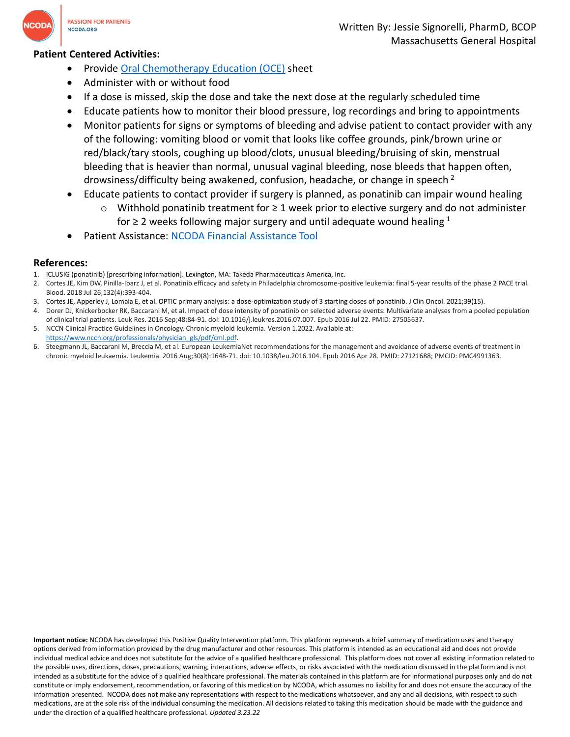**Patient Centered Activities:**

- Provide Oral Chemotherapy Education (OCE) sheet
- Administer with or without food
- If a dose is missed, skip the dose and take the next dose at the regularly scheduled time
- Educate patients how to monitor their blood pressure, log recordings and bring to appointments
- Monitor patients for signs or symptoms of bleeding and advise patient to contact provider with any of the following: vomiting blood or vomit that looks like coffee grounds, pink/brown urine or red/black/tary stools, coughing up blood/clots, unusual bleeding/bruising of skin, menstrual bleeding that is heavier than normal, unusual vaginal bleeding, nose bleeds that happen often, drowsiness/difficulty being awakened, confusion, headache, or change in speech [2]
- Educate patients to contact provider if surgery is planned, as ponatinib can impair wound healing
  - Withhold ponatinib treatment for ≥ 1 week prior to elective surgery and do not administer for ≥ 2 weeks following major surgery and until adequate wound healing [1]
- Patient Assistance: NCODA Financial Assistance Tool

**References:**

1. ICLUSIG (ponatinib) [prescribing information]. Lexington, MA: Takeda Pharmaceuticals America, Inc.
2. Cortes JE, Kim DW, Pinilla-Ibarz J, et al. Ponatinib efficacy and safety in Philadelphia chromosome-positive leukemia: final 5-year results of the phase 2 PACE trial. Blood. 2018 Jul 26;132(4):393-404.
3. Cortes JE, Apperley J, Lomaia E, et al. OPTIC primary analysis: a dose-optimization study of 3 starting doses of ponatinib. J Clin Oncol. 2021;39(15).
4. Dorer DJ, Knickerbocker RK, Baccarani M, et al. Impact of dose intensity of ponatinib on selected adverse events: Multivariate analyses from a pooled population of clinical trial patients. Leuk Res. 2016 Sep;48:84-91. doi: 10.1016/j.leukres.2016.07.007. Epub 2016 Jul 22. PMID: 27505637.
5. NCCN Clinical Practice Guidelines in Oncology. Chronic myeloid leukemia. Version 1.2022. Available at: https://www.nccn.org/professionals/physician_gls/pdf/cml.pdf.
6. Steegmann JL, Baccarani M, Breccia M, et al. European LeukemiaNet recommendations for the management and avoidance of adverse events of treatment in chronic myeloid leukaemia. Leukemia. 2016 Aug;30(8):1648-71. doi: 10.1038/leu.2016.104. Epub 2016 Apr 28. PMID: 27121688; PMCID: PMC4991363.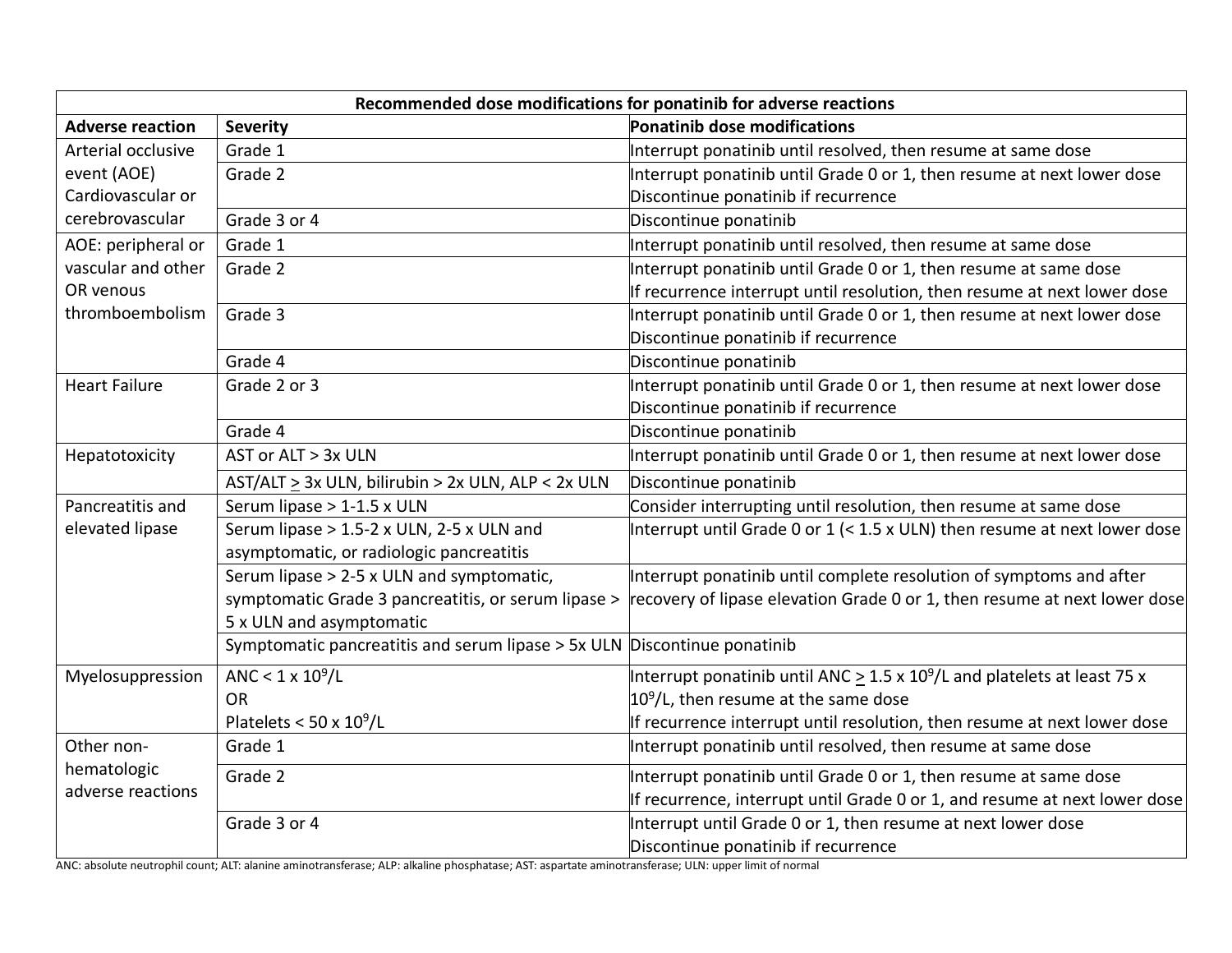| Recommended dose modifications for ponatinib for adverse reactions | | |
|---|---|---|
| **Adverse reaction** | **Severity** | **Ponatinib dose modifications** |
| Arterial occlusive event (AOE) Cardiovascular or cerebrovascular | Grade 1 | Interrupt ponatinib until resolved, then resume at same dose |
| | Grade 2 | Interrupt ponatinib until Grade 0 or 1, then resume at next lower dose<br>Discontinue ponatinib if recurrence |
| | Grade 3 or 4 | Discontinue ponatinib |
| AOE: peripheral or vascular and other OR venous thromboembolism | Grade 1 | Interrupt ponatinib until resolved, then resume at same dose |
| | Grade 2 | Interrupt ponatinib until Grade 0 or 1, then resume at same dose<br>If recurrence interrupt until resolution, then resume at next lower dose |
| | Grade 3 | Interrupt ponatinib until Grade 0 or 1, then resume at next lower dose<br>Discontinue ponatinib if recurrence |
| | Grade 4 | Discontinue ponatinib |
| Heart Failure | Grade 2 or 3 | Interrupt ponatinib until Grade 0 or 1, then resume at next lower dose<br>Discontinue ponatinib if recurrence |
| | Grade 4 | Discontinue ponatinib |
| Hepatotoxicity | AST or ALT > 3x ULN | Interrupt ponatinib until Grade 0 or 1, then resume at next lower dose |
| | AST/ALT ≥ 3x ULN, bilirubin > 2x ULN, ALP < 2x ULN | Discontinue ponatinib |
| Pancreatitis and elevated lipase | Serum lipase > 1-1.5 x ULN | Consider interrupting until resolution, then resume at same dose |
| | Serum lipase > 1.5-2 x ULN, 2-5 x ULN and asymptomatic, or radiologic pancreatitis | Interrupt until Grade 0 or 1 (< 1.5 x ULN) then resume at next lower dose |
| | Serum lipase > 2-5 x ULN and symptomatic, symptomatic Grade 3 pancreatitis, or serum lipase > 5 x ULN and asymptomatic | Interrupt ponatinib until complete resolution of symptoms and after recovery of lipase elevation Grade 0 or 1, then resume at next lower dose |
| | Symptomatic pancreatitis and serum lipase > 5x ULN | Discontinue ponatinib |
| Myelosuppression | ANC < 1 x $10^9$/L<br>OR<br>Platelets < 50 x $10^9$/L | Interrupt ponatinib until ANC ≥ 1.5 x $10^9$/L and platelets at least 75 x $10^9$/L, then resume at the same dose<br>If recurrence interrupt until resolution, then resume at next lower dose |
| Other non-hematologic adverse reactions | Grade 1 | Interrupt ponatinib until resolved, then resume at same dose |
| | Grade 2 | Interrupt ponatinib until Grade 0 or 1, then resume at same dose<br>If recurrence, interrupt until Grade 0 or 1, and resume at next lower dose |
| | Grade 3 or 4 | Interrupt until Grade 0 or 1, then resume at next lower dose<br>Discontinue ponatinib if recurrence |

ANC: absolute neutrophil count; ALT: alanine aminotransferase; ALP: alkaline phosphatase; AST: aspartate aminotransferase; ULN: upper limit of normal